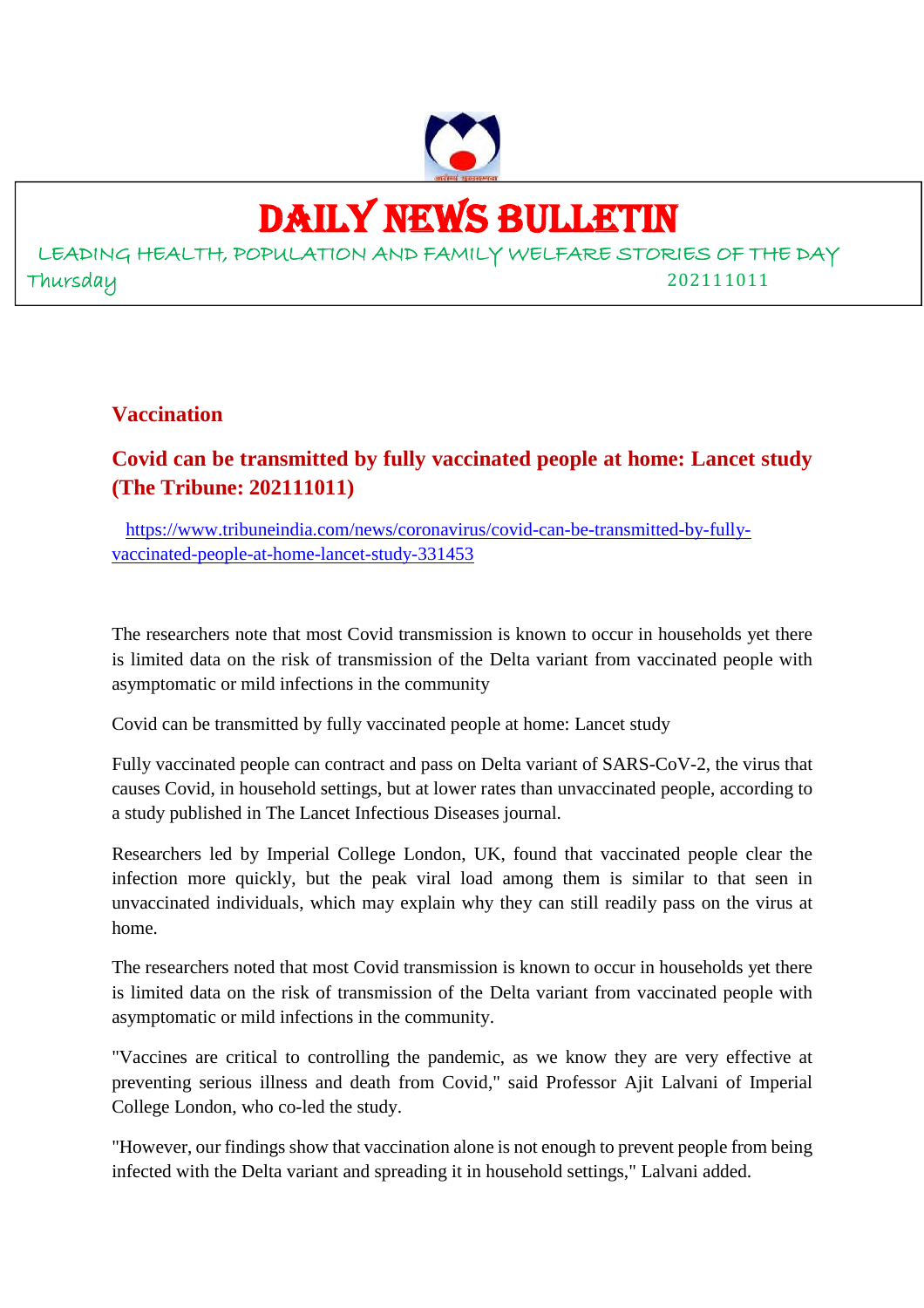# DAILY NEWS BULLETIN

LEADING HEALTH, POPULATION AND FAMILY WELFARE STORIES OF THE DAY

Thursday 202111011

## Vaccination

### Covid can be transmitted by fully vaccinated people at home: Lancet study (The Tribune: 202111011)

https://www.tribuneindia.com/news/coronavirus/covid-can-be-transmitted-by-fully-vaccinated-people-at-home-lancet-study-331453

The researchers note that most Covid transmission is known to occur in households yet there is limited data on the risk of transmission of the Delta variant from vaccinated people with asymptomatic or mild infections in the community

Covid can be transmitted by fully vaccinated people at home: Lancet study

Fully vaccinated people can contract and pass on Delta variant of SARS-CoV-2, the virus that causes Covid, in household settings, but at lower rates than unvaccinated people, according to a study published in The Lancet Infectious Diseases journal.

Researchers led by Imperial College London, UK, found that vaccinated people clear the infection more quickly, but the peak viral load among them is similar to that seen in unvaccinated individuals, which may explain why they can still readily pass on the virus at home.

The researchers noted that most Covid transmission is known to occur in households yet there is limited data on the risk of transmission of the Delta variant from vaccinated people with asymptomatic or mild infections in the community.

"Vaccines are critical to controlling the pandemic, as we know they are very effective at preventing serious illness and death from Covid," said Professor Ajit Lalvani of Imperial College London, who co-led the study.

"However, our findings show that vaccination alone is not enough to prevent people from being infected with the Delta variant and spreading it in household settings," Lalvani added.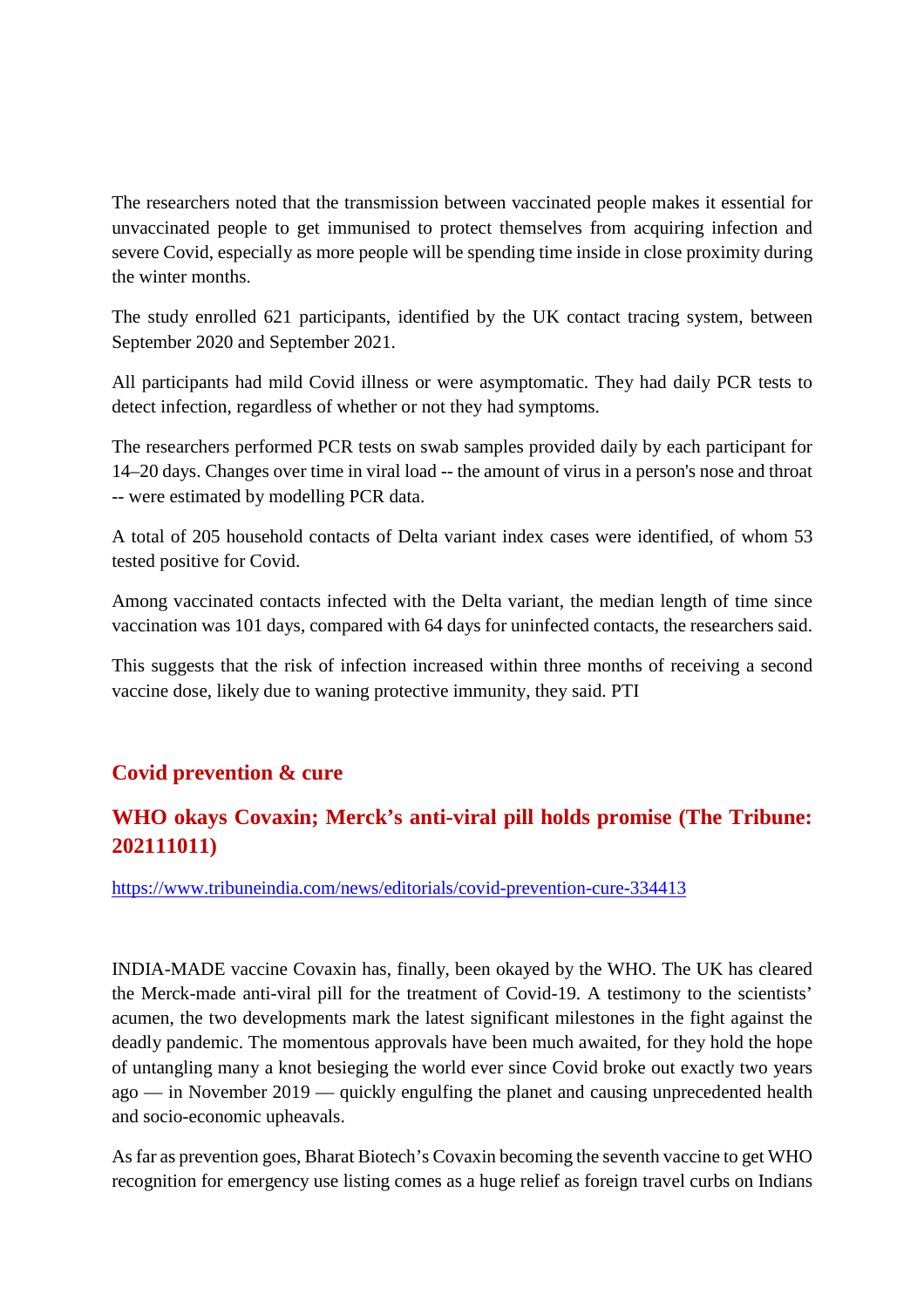The researchers noted that the transmission between vaccinated people makes it essential for unvaccinated people to get immunised to protect themselves from acquiring infection and severe Covid, especially as more people will be spending time inside in close proximity during the winter months.

The study enrolled 621 participants, identified by the UK contact tracing system, between September 2020 and September 2021.

All participants had mild Covid illness or were asymptomatic. They had daily PCR tests to detect infection, regardless of whether or not they had symptoms.

The researchers performed PCR tests on swab samples provided daily by each participant for 14–20 days. Changes over time in viral load -- the amount of virus in a person's nose and throat -- were estimated by modelling PCR data.

A total of 205 household contacts of Delta variant index cases were identified, of whom 53 tested positive for Covid.

Among vaccinated contacts infected with the Delta variant, the median length of time since vaccination was 101 days, compared with 64 days for uninfected contacts, the researchers said.

This suggests that the risk of infection increased within three months of receiving a second vaccine dose, likely due to waning protective immunity, they said. PTI

## Covid prevention & cure

### WHO okays Covaxin; Merck's anti-viral pill holds promise (The Tribune: 202111011)

https://www.tribuneindia.com/news/editorials/covid-prevention-cure-334413

INDIA-MADE vaccine Covaxin has, finally, been okayed by the WHO. The UK has cleared the Merck-made anti-viral pill for the treatment of Covid-19. A testimony to the scientists' acumen, the two developments mark the latest significant milestones in the fight against the deadly pandemic. The momentous approvals have been much awaited, for they hold the hope of untangling many a knot besieging the world ever since Covid broke out exactly two years ago — in November 2019 — quickly engulfing the planet and causing unprecedented health and socio-economic upheavals.

As far as prevention goes, Bharat Biotech's Covaxin becoming the seventh vaccine to get WHO recognition for emergency use listing comes as a huge relief as foreign travel curbs on Indians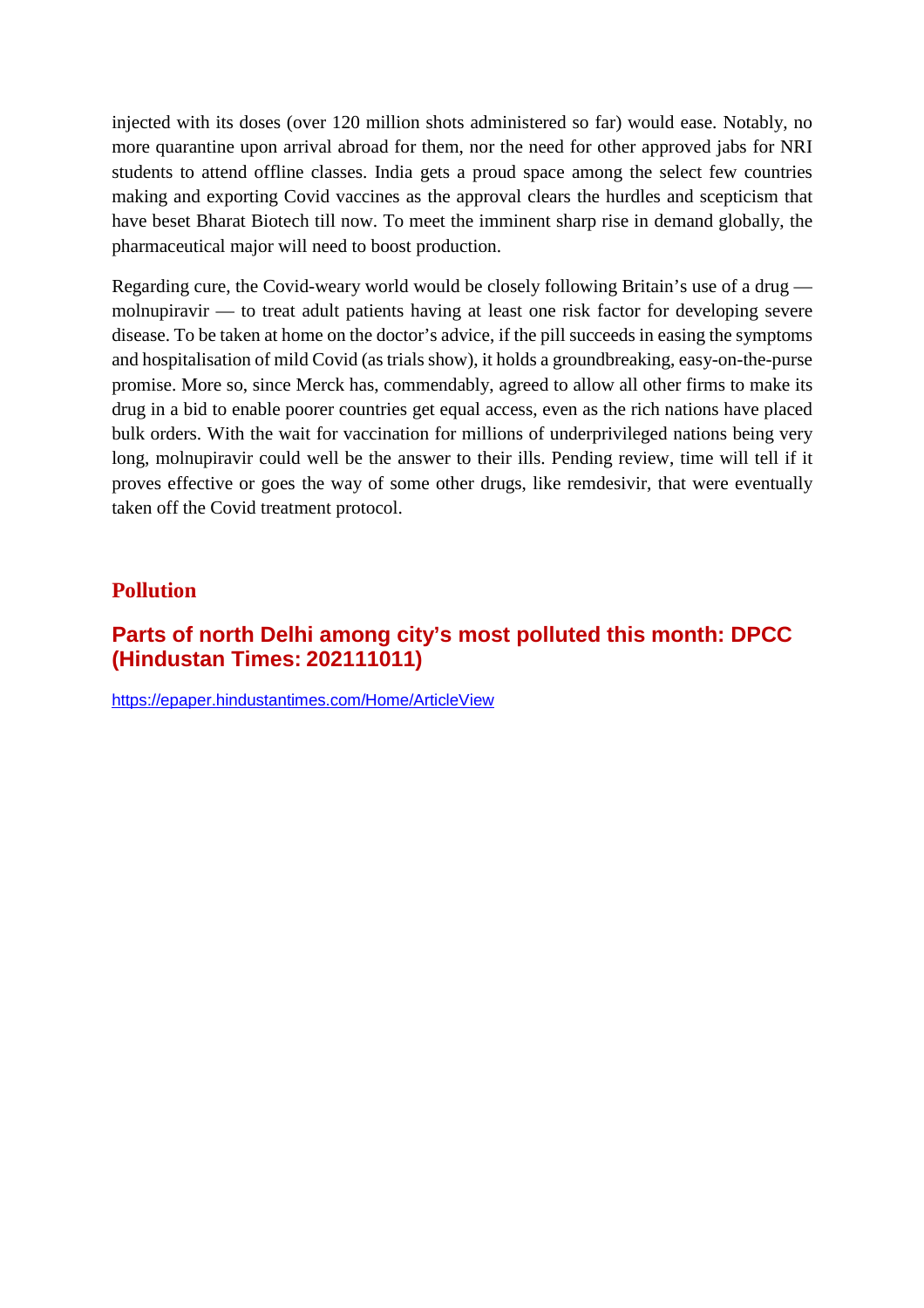injected with its doses (over 120 million shots administered so far) would ease. Notably, no more quarantine upon arrival abroad for them, nor the need for other approved jabs for NRI students to attend offline classes. India gets a proud space among the select few countries making and exporting Covid vaccines as the approval clears the hurdles and scepticism that have beset Bharat Biotech till now. To meet the imminent sharp rise in demand globally, the pharmaceutical major will need to boost production.

Regarding cure, the Covid-weary world would be closely following Britain's use of a drug — molnupiravir — to treat adult patients having at least one risk factor for developing severe disease. To be taken at home on the doctor's advice, if the pill succeeds in easing the symptoms and hospitalisation of mild Covid (as trials show), it holds a groundbreaking, easy-on-the-purse promise. More so, since Merck has, commendably, agreed to allow all other firms to make its drug in a bid to enable poorer countries get equal access, even as the rich nations have placed bulk orders. With the wait for vaccination for millions of underprivileged nations being very long, molnupiravir could well be the answer to their ills. Pending review, time will tell if it proves effective or goes the way of some other drugs, like remdesivir, that were eventually taken off the Covid treatment protocol.

## Pollution

### Parts of north Delhi among city's most polluted this month: DPCC (Hindustan Times: 202111011)

https://epaper.hindustantimes.com/Home/ArticleView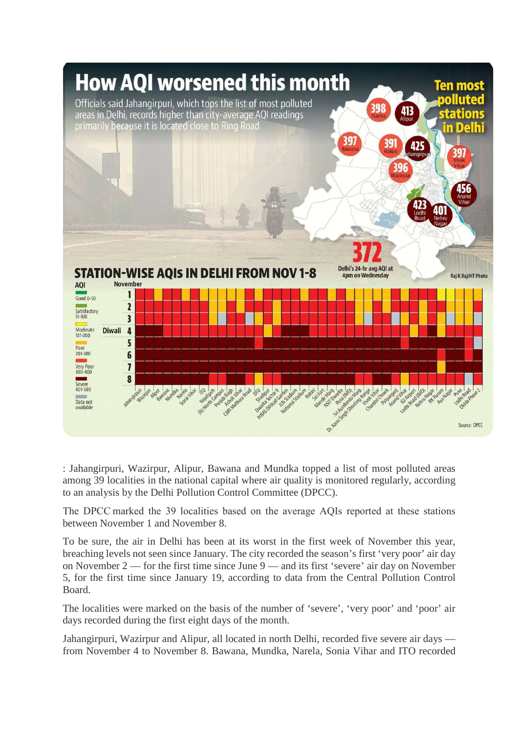# How AQI worsened this month

Officials said Jahangirpuri, which tops the list of most polluted areas in Delhi, records higher than city-average AQI readings primarily because it is located close to Ring Road

**Ten most polluted stations in Delhi**

398 Narela; 413 Alipur; 397 Bawana; 391 Rohini; 425 Jahangirpuri; 396 Wazirpur; 397 Vivek Vihar; 456 Anand Vihar; 423 Lodhi Road; 401 Nehru Nagar

**372** Delhi's 24-hr avg AQI at 4pm on Wednesday

Raj K Raj/HT Photo

## STATION-WISE AQIs IN DELHI FROM NOV 1-8

AQI: Good 0-50; Satisfactory 51-100; Moderate 101-200; Poor 201-300; Very Poor 300-400; Severe 401-500; Data not available

November: 1, 2, 3, Diwali 4, 5, 6, 7, 8

Stations: Jahangirpuri, Wazirpur, Alipur, Bawana, Mundka, Narela, Sonia Vihar, ITO, Najafgarh, DU North Campus, Punjab Bagh, Ashok Vihar, CRRI Mathura Road, DTU, Shadipur, Dwarka Sector 8, IHBAS Dilshad Garden, JLN Stadium, National Stadium, Rohini, Siri Fort, Mandir Marg, NSIT Dwarka, Pusa (IMD), Sri Aurobindo Marg, Dr. Karni Singh Shooting Range, Vivek Vihar, Chandni Chowk, Patparganj, Anand Vihar, IGI Airport, Lodhi Road (IMD), Nehru Nagar, RK Puram, Aya Nagar, Pusa, Lodhi Road, Okhla Phase 2

Source: DPCC

: Jahangirpuri, Wazirpur, Alipur, Bawana and Mundka topped a list of most polluted areas among 39 localities in the national capital where air quality is monitored regularly, according to an analysis by the Delhi Pollution Control Committee (DPCC).

The DPCC marked the 39 localities based on the average AQIs reported at these stations between November 1 and November 8.

To be sure, the air in Delhi has been at its worst in the first week of November this year, breaching levels not seen since January. The city recorded the season's first 'very poor' air day on November 2 — for the first time since June 9 — and its first 'severe' air day on November 5, for the first time since January 19, according to data from the Central Pollution Control Board.

The localities were marked on the basis of the number of 'severe', 'very poor' and 'poor' air days recorded during the first eight days of the month.

Jahangirpuri, Wazirpur and Alipur, all located in north Delhi, recorded five severe air days — from November 4 to November 8. Bawana, Mundka, Narela, Sonia Vihar and ITO recorded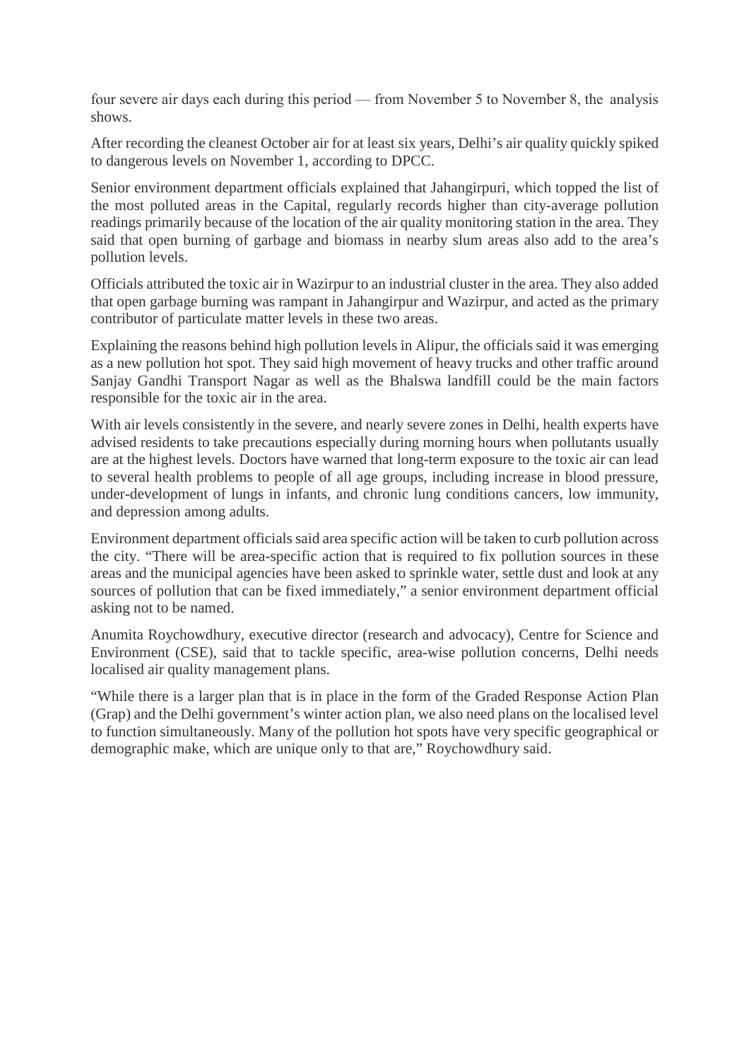four severe air days each during this period — from November 5 to November 8, the analysis shows.

After recording the cleanest October air for at least six years, Delhi's air quality quickly spiked to dangerous levels on November 1, according to DPCC.

Senior environment department officials explained that Jahangirpuri, which topped the list of the most polluted areas in the Capital, regularly records higher than city-average pollution readings primarily because of the location of the air quality monitoring station in the area. They said that open burning of garbage and biomass in nearby slum areas also add to the area's pollution levels.

Officials attributed the toxic air in Wazirpur to an industrial cluster in the area. They also added that open garbage burning was rampant in Jahangirpur and Wazirpur, and acted as the primary contributor of particulate matter levels in these two areas.

Explaining the reasons behind high pollution levels in Alipur, the officials said it was emerging as a new pollution hot spot. They said high movement of heavy trucks and other traffic around Sanjay Gandhi Transport Nagar as well as the Bhalswa landfill could be the main factors responsible for the toxic air in the area.

With air levels consistently in the severe, and nearly severe zones in Delhi, health experts have advised residents to take precautions especially during morning hours when pollutants usually are at the highest levels. Doctors have warned that long-term exposure to the toxic air can lead to several health problems to people of all age groups, including increase in blood pressure, under-development of lungs in infants, and chronic lung conditions cancers, low immunity, and depression among adults.

Environment department officials said area specific action will be taken to curb pollution across the city. "There will be area-specific action that is required to fix pollution sources in these areas and the municipal agencies have been asked to sprinkle water, settle dust and look at any sources of pollution that can be fixed immediately," a senior environment department official asking not to be named.

Anumita Roychowdhury, executive director (research and advocacy), Centre for Science and Environment (CSE), said that to tackle specific, area-wise pollution concerns, Delhi needs localised air quality management plans.

"While there is a larger plan that is in place in the form of the Graded Response Action Plan (Grap) and the Delhi government's winter action plan, we also need plans on the localised level to function simultaneously. Many of the pollution hot spots have very specific geographical or demographic make, which are unique only to that are," Roychowdhury said.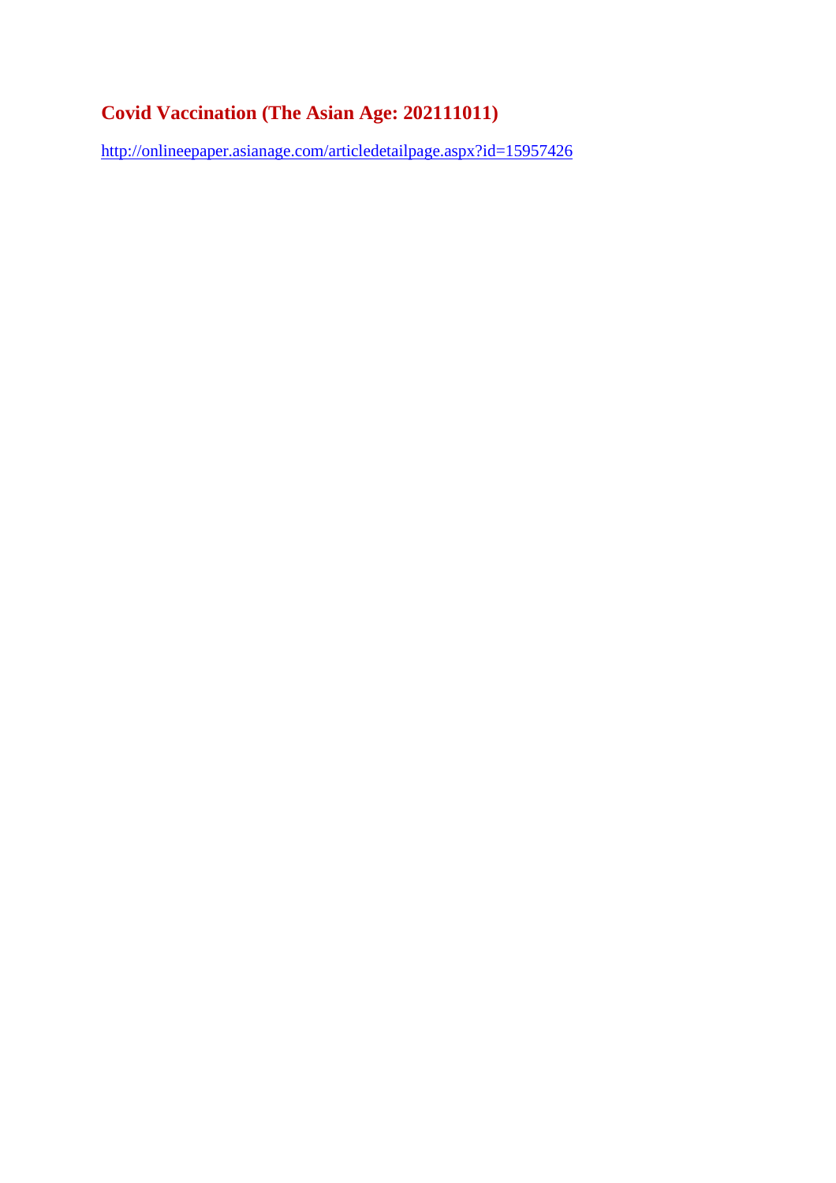## Covid Vaccination (The Asian Age: 202111011)

http://onlineepaper.asianage.com/articledetailpage.aspx?id=15957426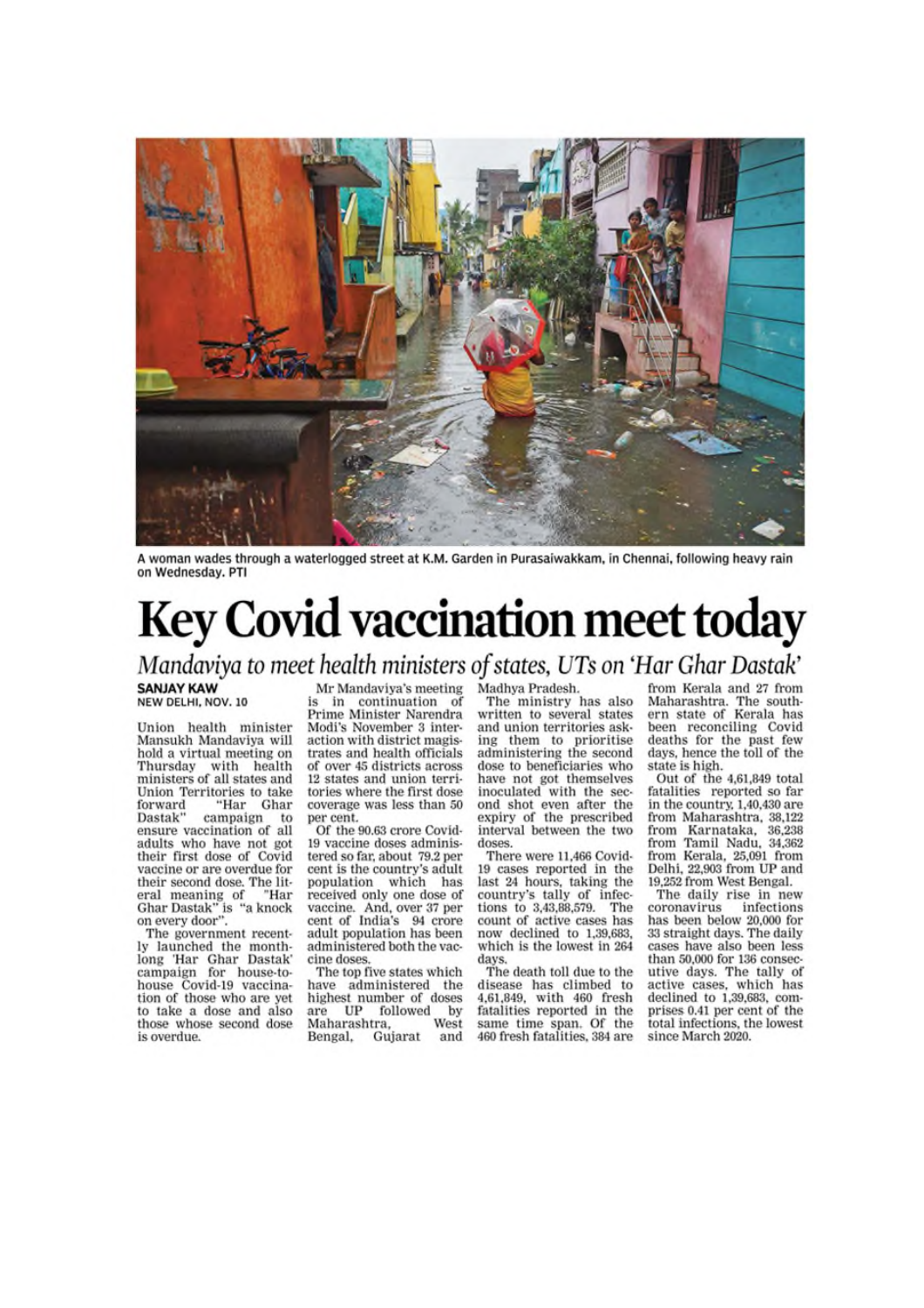A woman wades through a waterlogged street at K.M. Garden in Purasaiwakkam, in Chennai, following heavy rain on Wednesday. PTI

# Key Covid vaccination meet today

## *Mandaviya to meet health ministers of states, UTs on 'Har Ghar Dastak'*

**SANJAY KAW**
NEW DELHI, NOV. 10

Union health minister Mansukh Mandaviya will hold a virtual meeting on Thursday with health ministers of all states and Union Territories to take forward "Har Ghar Dastak" campaign to ensure vaccination of all adults who have not got their first dose of Covid vaccine or are overdue for their second dose. The literal meaning of "Har Ghar Dastak" is "a knock on every door".

The government recently launched the month-long 'Har Ghar Dastak' campaign for house-to-house Covid-19 vaccination of those who are yet to take a dose and also those whose second dose is overdue.

Mr Mandaviya's meeting is in continuation of Prime Minister Narendra Modi's November 3 interaction with district magistrates and health officials of over 45 districts across 12 states and union territories where the first dose coverage was less than 50 per cent.

Of the 90.63 crore Covid-19 vaccine doses administered so far, about 79.2 per cent is the country's adult population which has received only one dose of vaccine. And, over 37 per cent of India's 94 crore adult population has been administered both the vaccine doses.

The top five states which have administered the highest number of doses are UP followed by Maharashtra, West Bengal, Gujarat and Madhya Pradesh.

The ministry has also written to several states and union territories asking them to prioritise administering the second dose to beneficiaries who have not got themselves inoculated with the second shot even after the expiry of the prescribed interval between the two doses.

There were 11,466 Covid-19 cases reported in the last 24 hours, taking the country's tally of infections to 3,43,88,579. The count of active cases has now declined to 1,39,683, which is the lowest in 264 days.

The death toll due to the disease has climbed to 4,61,849, with 460 fresh fatalities reported in the same time span. Of the 460 fresh fatalities, 384 are from Kerala and 27 from Maharashtra. The southern state of Kerala has been reconciling Covid deaths for the past few days, hence the toll of the state is high.

Out of the 4,61,849 total fatalities reported so far in the country, 1,40,430 are from Maharashtra, 38,122 from Karnataka, 36,238 from Tamil Nadu, 34,362 from Kerala, 25,091 from Delhi, 22,903 from UP and 19,252 from West Bengal.

The daily rise in new coronavirus infections has been below 20,000 for 33 straight days. The daily cases have also been less than 50,000 for 136 consecutive days. The tally of active cases, which has declined to 1,39,683, comprises 0.41 per cent of the total infections, the lowest since March 2020.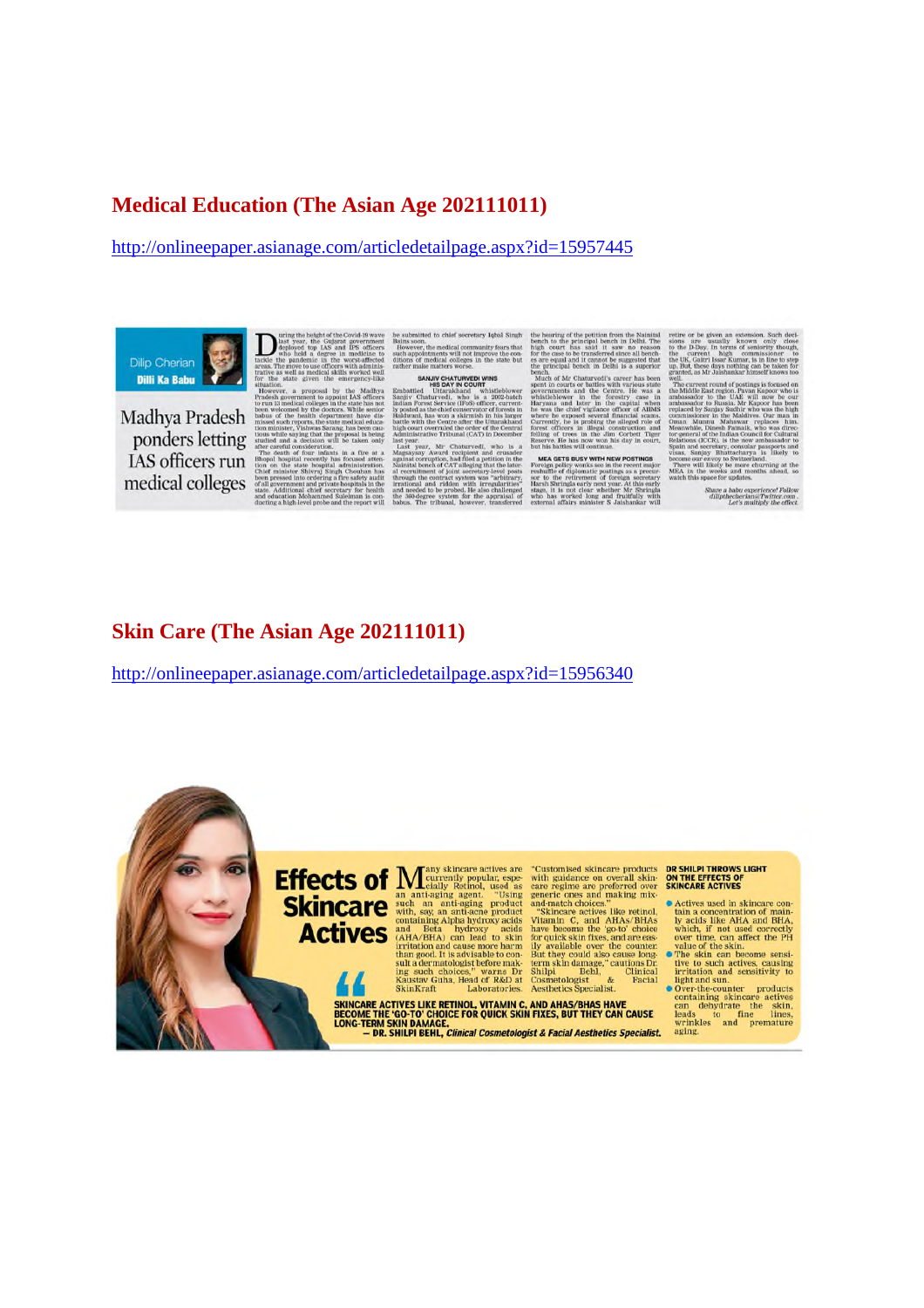## Medical Education (The Asian Age 202111011)

http://onlineepaper.asianage.com/articledetailpage.aspx?id=15957445

Dilip Cherian
Dilli Ka Babu

# Madhya Pradesh ponders letting IAS officers run medical colleges

During the height of the Covid-19 wave last year, the Gujarat government deployed top IAS and IPS officers who held a degree in medicine to tackle the pandemic in the worst-affected areas. The move to use officers with administrative as well as medical skills worked well for the state given the emergency-like situation.

However, a proposal by the Madhya Pradesh government to appoint IAS officers to run 13 medical colleges in the state has not been welcomed by the doctors. While senior babus of the health department have dismissed such reports, the state medical education minister, Vishwas Sarang, has been cautious while saying that the proposal is being studied and a decision will be taken only after careful consideration.

The death of four infants in a fire at a Bhopal hospital recently has focused attention on the state hospital administration. Chief minister Shivraj Singh Chouhan has been pressed into ordering a fire safety audit of all government and private hospitals in the state. Additional chief secretary for health and education Mohammed Suleiman is conducting a high-level probe and the report will be submitted to chief secretary Iqbal Singh Bains soon.

However, the medical community fears that such appointments will not improve the conditions of medical colleges in the state but rather make matters worse.

**SANJIV CHATURVEDI WINS HIS DAY IN COURT**

Embattled Uttarakhand whistleblower Sanjiv Chaturvedi, who is a 2002-batch Indian Forest Service (IFoS) officer, currently posted as the chief conservator of forests in Haldwani, has won a skirmish in his larger battle with the Centre after the Uttarakhand high court overruled the order of the Central Administrative Tribunal (CAT) in December last year.

Last year, Mr Chaturvedi, who is a Magsaysay Award recipient and crusader against corruption, had filed a petition in the Nainital bench of CAT alleging that the lateral recruitment of joint secretary-level posts through the contract system was "arbitrary, irrational and ridden with irregularities" and needed to be probed. He also challenged the 360-degree system for the appraisal of babus. The tribunal, however, transferred the hearing of the petition from the Nainital bench to the principal bench in Delhi. The high court has said it saw no reason for the case to be transferred since all benches are equal and it cannot be suggested that the principal bench in Delhi is a superior bench.

Much of Mr Chaturvedi's career has been spent in courts or battles with various state governments and the Centre. He was a whistleblower in the forestry case in Haryana and later in the capital when he was the chief vigilance officer of AIIMS where he exposed several financial scams. Currently, he is probing the alleged role of forest officers in illegal construction and felling of trees in the Jim Corbett Tiger Reserve. He has now won his day in court, but his battles will continue.

**MEA GETS BUSY WITH NEW POSTINGS**

Foreign policy wonks see in the recent major reshuffle of diplomatic postings as a precursor to the retirement of foreign secretary Harsh Shringla early next year. At this early stage, it is not clear whether Mr Shringla who has worked long and fruitfully with external affairs minister S Jaishankar will retire or be given an extension. Such decisions are usually known only close to the D-Day. In terms of seniority though, the current high commissioner to the UK, Gaitri Issar Kumar, is in line to step up. But, these days nothing can be taken for granted, as Mr Jaishankar himself knows too well.

The current round of postings is focused on the Middle East region. Pavan Kapoor who is ambassador to the UAE will now be our ambassador to Russia. Mr Kapoor has been replaced by Sanjay Sudhir who was the high commissioner in the Maldives. Our man in Oman Munnu Mahawar replaces him. Meanwhile, Dinesh Patnaik, who was director-general of the Indian Council for Cultural Relations (ICCR), is the new ambassador to Spain and secretary, consular passports and visas, Sanjay Bhattacharya is likely to become our envoy to Switzerland.

There will likely be more churning at the MEA in the weeks and months ahead, so watch this space for updates.

*Share a babu experience? Follow dilipthecherian@Twitter.com. Let's multiply the effect.*

## Skin Care (The Asian Age 202111011)

http://onlineepaper.asianage.com/articledetailpage.aspx?id=15956340

# Effects of Skincare Actives

Many skincare actives are currently popular, especially Retinol, used as an anti-aging agent. "Using such an anti-aging product with, say, an anti-acne product containing Alpha hydroxy acids and Beta hydroxy acids (AHA/BHA) can lead to skin irritation and cause more harm than good. It is advisable to consult a dermatologist before making such choices," warns Dr Kaustav Guha, Head of R&D at SkinKraft Laboratories.

"Customised skincare products with guidance on overall skincare regime are preferred over generic ones and making mix-and-match choices."

"Skincare actives like retinol, Vitamin C, and AHAs/BHAs have become the 'go-to' choice for quick skin fixes, and are easily available over the counter. But they could also cause long-term skin damage," cautions Dr. Shilpi Behl, Clinical Cosmetologist & Facial Aesthetics Specialist.

**DR SHILPI THROWS LIGHT ON THE EFFECTS OF SKINCARE ACTIVES**

- Actives used in skincare contain a concentration of mainly acids like AHA and BHA, which, if not used correctly over time, can affect the PH value of the skin.
- The skin can become sensitive to such actives, causing irritation and sensitivity to light and sun.
- Over-the-counter products containing skincare actives can dehydrate the skin, leads to fine lines, wrinkles and premature aging.

**SKINCARE ACTIVES LIKE RETINOL, VITAMIN C, AND AHAS/BHAS HAVE BECOME THE 'GO-TO' CHOICE FOR QUICK SKIN FIXES, BUT THEY CAN CAUSE LONG-TERM SKIN DAMAGE.**
**— DR. SHILPI BEHL, *Clinical Cosmetologist & Facial Aesthetics Specialist.***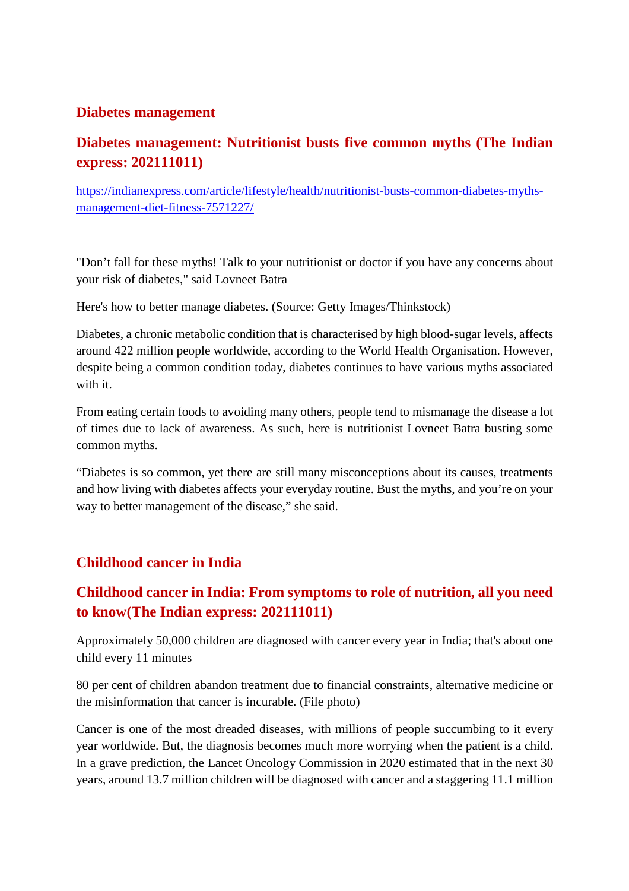## Diabetes management

### Diabetes management: Nutritionist busts five common myths (The Indian express: 202111011)

[https://indianexpress.com/article/lifestyle/health/nutritionist-busts-common-diabetes-myths-management-diet-fitness-7571227/](https://indianexpress.com/article/lifestyle/health/nutritionist-busts-common-diabetes-myths-management-diet-fitness-7571227/)

"Don't fall for these myths! Talk to your nutritionist or doctor if you have any concerns about your risk of diabetes," said Lovneet Batra

Here's how to better manage diabetes. (Source: Getty Images/Thinkstock)

Diabetes, a chronic metabolic condition that is characterised by high blood-sugar levels, affects around 422 million people worldwide, according to the World Health Organisation. However, despite being a common condition today, diabetes continues to have various myths associated with it.

From eating certain foods to avoiding many others, people tend to mismanage the disease a lot of times due to lack of awareness. As such, here is nutritionist Lovneet Batra busting some common myths.

"Diabetes is so common, yet there are still many misconceptions about its causes, treatments and how living with diabetes affects your everyday routine. Bust the myths, and you're on your way to better management of the disease," she said.

## Childhood cancer in India

### Childhood cancer in India: From symptoms to role of nutrition, all you need to know(The Indian express: 202111011)

Approximately 50,000 children are diagnosed with cancer every year in India; that's about one child every 11 minutes

80 per cent of children abandon treatment due to financial constraints, alternative medicine or the misinformation that cancer is incurable. (File photo)

Cancer is one of the most dreaded diseases, with millions of people succumbing to it every year worldwide. But, the diagnosis becomes much more worrying when the patient is a child. In a grave prediction, the Lancet Oncology Commission in 2020 estimated that in the next 30 years, around 13.7 million children will be diagnosed with cancer and a staggering 11.1 million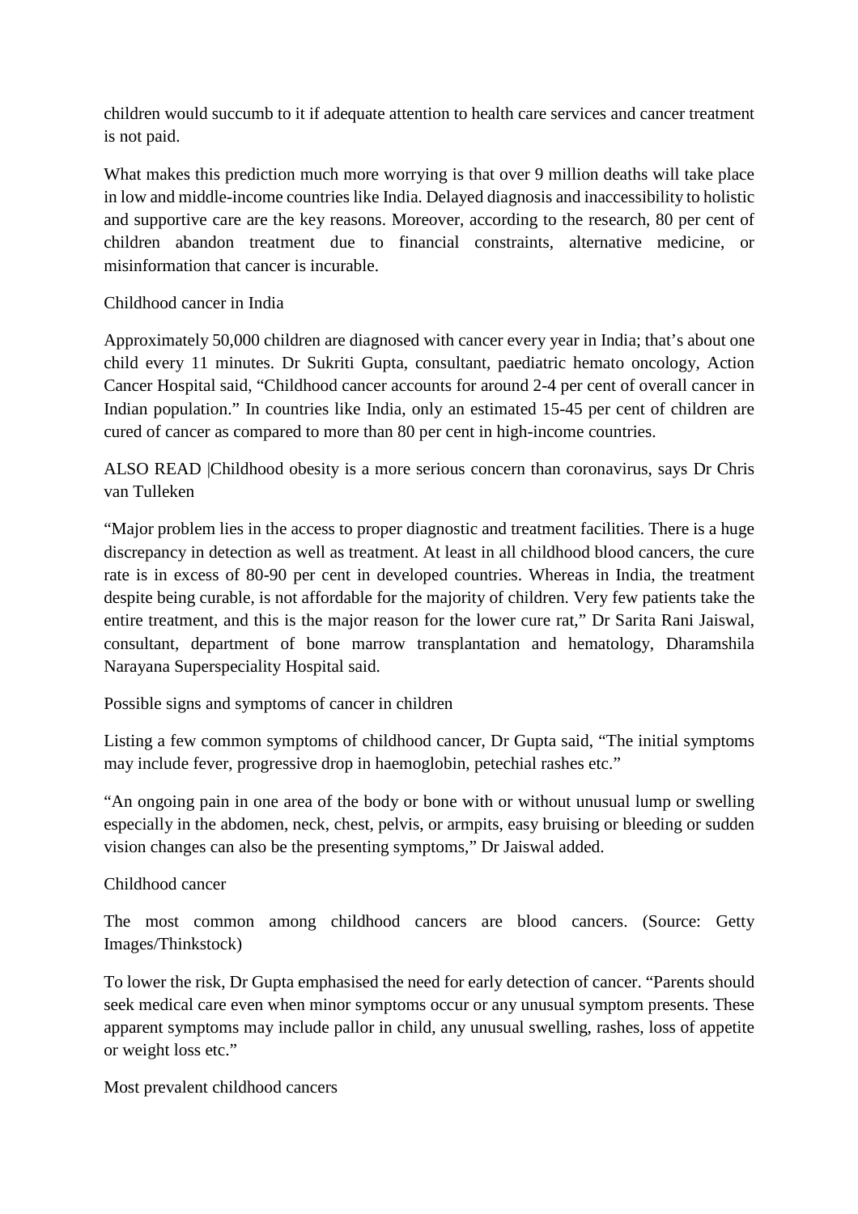children would succumb to it if adequate attention to health care services and cancer treatment is not paid.

What makes this prediction much more worrying is that over 9 million deaths will take place in low and middle-income countries like India. Delayed diagnosis and inaccessibility to holistic and supportive care are the key reasons. Moreover, according to the research, 80 per cent of children abandon treatment due to financial constraints, alternative medicine, or misinformation that cancer is incurable.

## Childhood cancer in India

Approximately 50,000 children are diagnosed with cancer every year in India; that's about one child every 11 minutes. Dr Sukriti Gupta, consultant, paediatric hemato oncology, Action Cancer Hospital said, "Childhood cancer accounts for around 2-4 per cent of overall cancer in Indian population." In countries like India, only an estimated 15-45 per cent of children are cured of cancer as compared to more than 80 per cent in high-income countries.

ALSO READ |Childhood obesity is a more serious concern than coronavirus, says Dr Chris van Tulleken

"Major problem lies in the access to proper diagnostic and treatment facilities. There is a huge discrepancy in detection as well as treatment. At least in all childhood blood cancers, the cure rate is in excess of 80-90 per cent in developed countries. Whereas in India, the treatment despite being curable, is not affordable for the majority of children. Very few patients take the entire treatment, and this is the major reason for the lower cure rat," Dr Sarita Rani Jaiswal, consultant, department of bone marrow transplantation and hematology, Dharamshila Narayana Superspeciality Hospital said.

## Possible signs and symptoms of cancer in children

Listing a few common symptoms of childhood cancer, Dr Gupta said, "The initial symptoms may include fever, progressive drop in haemoglobin, petechial rashes etc."

"An ongoing pain in one area of the body or bone with or without unusual lump or swelling especially in the abdomen, neck, chest, pelvis, or armpits, easy bruising or bleeding or sudden vision changes can also be the presenting symptoms," Dr Jaiswal added.

Childhood cancer

The most common among childhood cancers are blood cancers. (Source: Getty Images/Thinkstock)

To lower the risk, Dr Gupta emphasised the need for early detection of cancer. "Parents should seek medical care even when minor symptoms occur or any unusual symptom presents. These apparent symptoms may include pallor in child, any unusual swelling, rashes, loss of appetite or weight loss etc."

## Most prevalent childhood cancers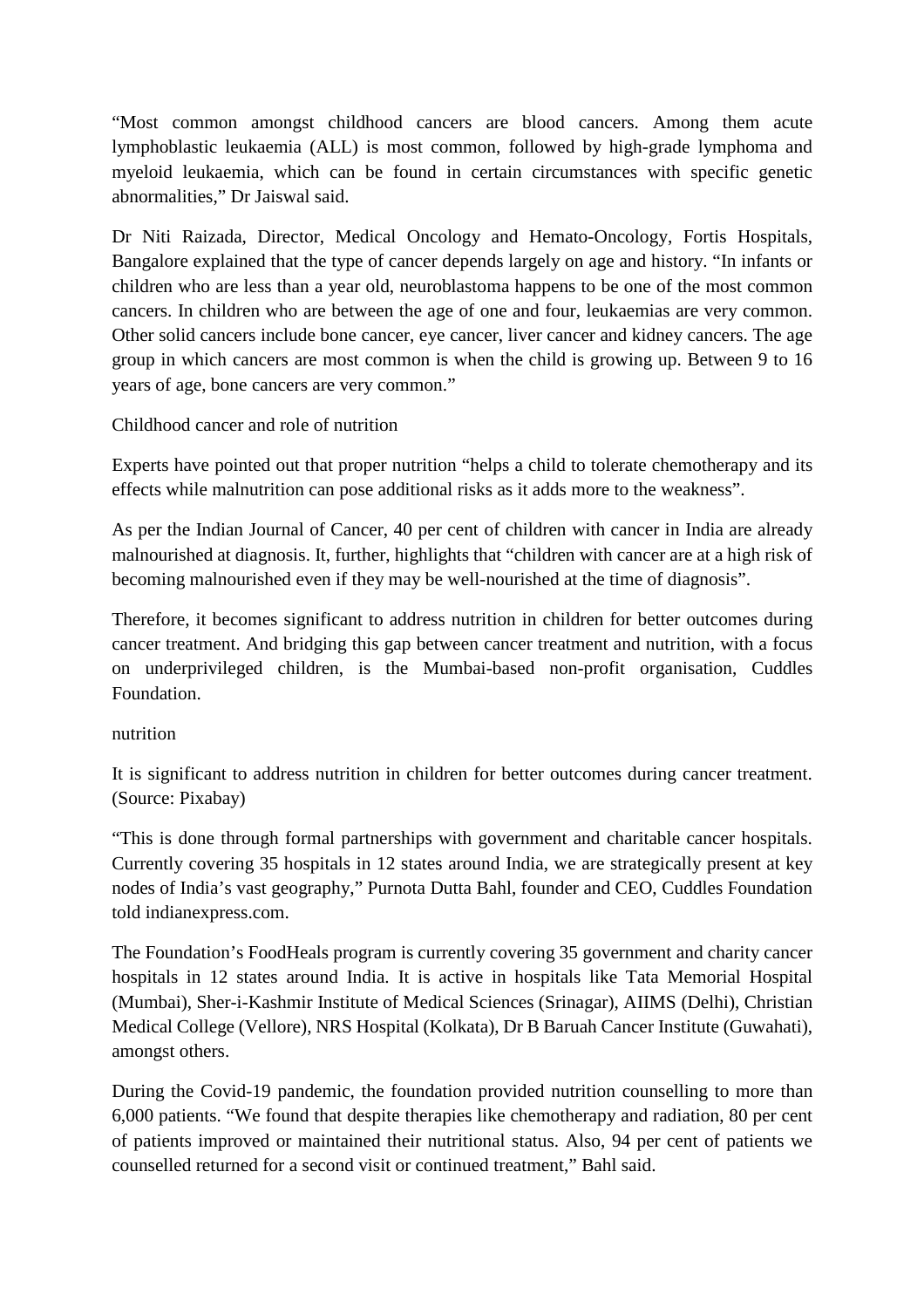"Most common amongst childhood cancers are blood cancers. Among them acute lymphoblastic leukaemia (ALL) is most common, followed by high-grade lymphoma and myeloid leukaemia, which can be found in certain circumstances with specific genetic abnormalities," Dr Jaiswal said.

Dr Niti Raizada, Director, Medical Oncology and Hemato-Oncology, Fortis Hospitals, Bangalore explained that the type of cancer depends largely on age and history. "In infants or children who are less than a year old, neuroblastoma happens to be one of the most common cancers. In children who are between the age of one and four, leukaemias are very common. Other solid cancers include bone cancer, eye cancer, liver cancer and kidney cancers. The age group in which cancers are most common is when the child is growing up. Between 9 to 16 years of age, bone cancers are very common."

Childhood cancer and role of nutrition

Experts have pointed out that proper nutrition "helps a child to tolerate chemotherapy and its effects while malnutrition can pose additional risks as it adds more to the weakness".

As per the Indian Journal of Cancer, 40 per cent of children with cancer in India are already malnourished at diagnosis. It, further, highlights that "children with cancer are at a high risk of becoming malnourished even if they may be well-nourished at the time of diagnosis".

Therefore, it becomes significant to address nutrition in children for better outcomes during cancer treatment. And bridging this gap between cancer treatment and nutrition, with a focus on underprivileged children, is the Mumbai-based non-profit organisation, Cuddles Foundation.

nutrition

It is significant to address nutrition in children for better outcomes during cancer treatment. (Source: Pixabay)

"This is done through formal partnerships with government and charitable cancer hospitals. Currently covering 35 hospitals in 12 states around India, we are strategically present at key nodes of India's vast geography," Purnota Dutta Bahl, founder and CEO, Cuddles Foundation told indianexpress.com.

The Foundation's FoodHeals program is currently covering 35 government and charity cancer hospitals in 12 states around India. It is active in hospitals like Tata Memorial Hospital (Mumbai), Sher-i-Kashmir Institute of Medical Sciences (Srinagar), AIIMS (Delhi), Christian Medical College (Vellore), NRS Hospital (Kolkata), Dr B Baruah Cancer Institute (Guwahati), amongst others.

During the Covid-19 pandemic, the foundation provided nutrition counselling to more than 6,000 patients. "We found that despite therapies like chemotherapy and radiation, 80 per cent of patients improved or maintained their nutritional status. Also, 94 per cent of patients we counselled returned for a second visit or continued treatment," Bahl said.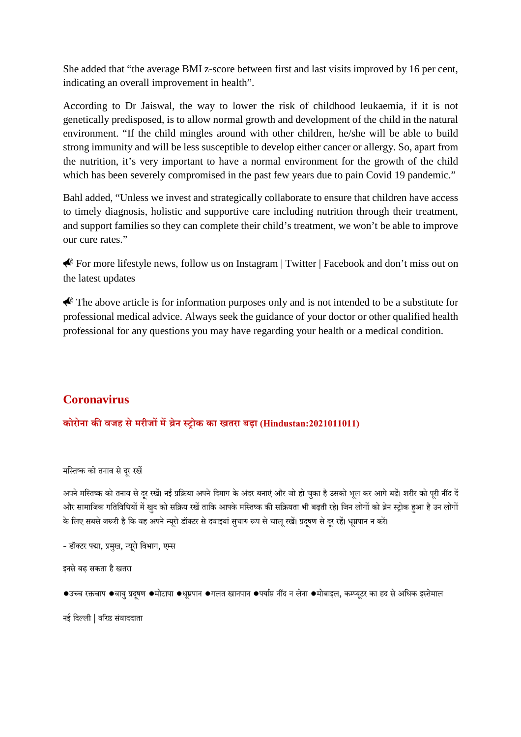She added that “the average BMI z-score between first and last visits improved by 16 per cent, indicating an overall improvement in health”.

According to Dr Jaiswal, the way to lower the risk of childhood leukaemia, if it is not genetically predisposed, is to allow normal growth and development of the child in the natural environment. “If the child mingles around with other children, he/she will be able to build strong immunity and will be less susceptible to develop either cancer or allergy. So, apart from the nutrition, it’s very important to have a normal environment for the growth of the child which has been severely compromised in the past few years due to pain Covid 19 pandemic.”

Bahl added, “Unless we invest and strategically collaborate to ensure that children have access to timely diagnosis, holistic and supportive care including nutrition through their treatment, and support families so they can complete their child’s treatment, we won’t be able to improve our cure rates.”

📢 For more lifestyle news, follow us on Instagram | Twitter | Facebook and don’t miss out on the latest updates

📢 The above article is for information purposes only and is not intended to be a substitute for professional medical advice. Always seek the guidance of your doctor or other qualified health professional for any questions you may have regarding your health or a medical condition.

## Coronavirus

### कोरोना की वजह से मरीजों में ब्रेन स्ट्रोक का खतरा बढ़ा (Hindustan:2021011011)

मस्तिष्क को तनाव से दूर रखें

अपने मस्तिष्क को तनाव से दूर रखें। नई प्रक्रिया अपने दिमाग के अंदर बनाएं और जो हो चुका है उसको भूल कर आगे बढ़ें। शरीर को पूरी नींद दें और सामाजिक गतिविधियों में खुद को सक्रिय रखें ताकि आपके मस्तिष्क की सक्रियता भी बढ़ती रहे। जिन लोगों को ब्रेन स्ट्रोक हुआ है उन लोगों के लिए सबसे जरूरी है कि वह अपने न्यूरो डॉक्टर से दवाइयां सुचारु रूप से चालू रखें। प्रदूषण से दूर रहें। धूम्रपान न करें।

- डॉक्टर पद्मा, प्रमुख, न्यूरो विभाग, एम्स

इनसे बढ़ सकता है खतरा

●उच्च रक्तचाप ●वायु प्रदूषण ●मोटापा ●धूम्रपान ●गलत खानपान ●पर्याप्त नींद न लेना ●मोबाइल, कम्प्यूटर का हद से अधिक इस्तेमाल

नई दिल्ली | वरिष्ठ संवाददाता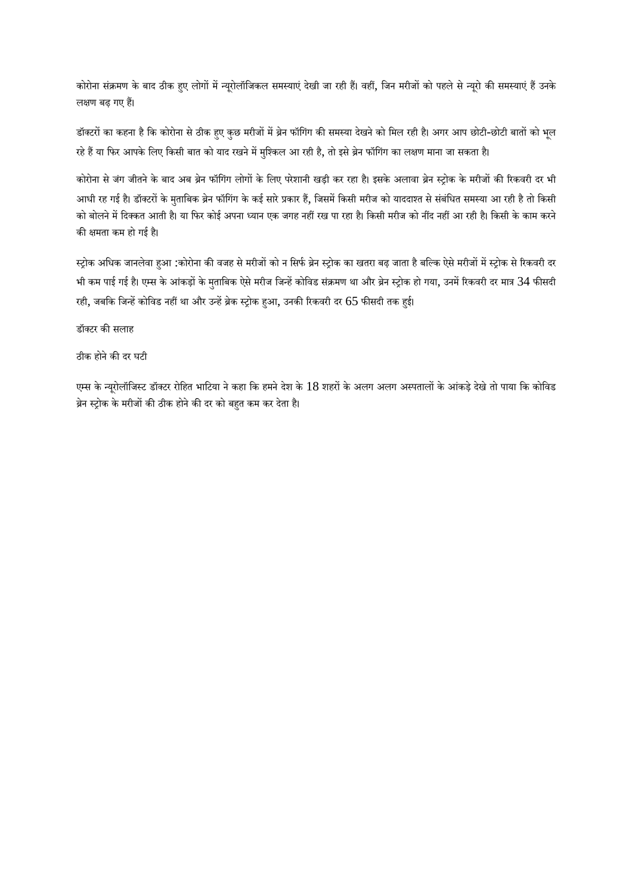कोरोना संक्रमण के बाद ठीक हुए लोगों में न्यूरोलॉजिकल समस्याएं देखी जा रही हैं। वहीं, जिन मरीजों को पहले से न्यूरो की समस्याएं हैं उनके लक्षण बढ़ गए हैं।

डॉक्टरों का कहना है कि कोरोना से ठीक हुए कुछ मरीजों में ब्रेन फॉगिंग की समस्या देखने को मिल रही है। अगर आप छोटी-छोटी बातों को भूल रहे हैं या फिर आपके लिए किसी बात को याद रखने में मुश्किल आ रही है, तो इसे ब्रेन फॉगिंग का लक्षण माना जा सकता है।

कोरोना से जंग जीतने के बाद अब ब्रेन फॉगिंग लोगों के लिए परेशानी खड़ी कर रहा है। इसके अलावा ब्रेन स्ट्रोक के मरीजों की रिकवरी दर भी आधी रह गई है। डॉक्टरों के मुताबिक ब्रेन फॉगिंग के कई सारे प्रकार हैं, जिसमें किसी मरीज को याददाश्त से संबंधित समस्या आ रही है तो किसी को बोलने में दिक्कत आती है। या फिर कोई अपना ध्यान एक जगह नहीं रख पा रहा है। किसी मरीज को नींद नहीं आ रही है। किसी के काम करने की क्षमता कम हो गई है।

स्ट्रोक अधिक जानलेवा हुआ :कोरोना की वजह से मरीजों को न सिर्फ ब्रेन स्ट्रोक का खतरा बढ़ जाता है बल्कि ऐसे मरीजों में स्ट्रोक से रिकवरी दर भी कम पाई गई है। एम्स के आंकड़ों के मुताबिक ऐसे मरीज जिन्हें कोविड संक्रमण था और ब्रेन स्ट्रोक हो गया, उनमें रिकवरी दर मात्र 34 फीसदी रही, जबकि जिन्हें कोविड नहीं था और उन्हें ब्रेक स्ट्रोक हुआ, उनकी रिकवरी दर 65 फीसदी तक हुई।

डॉक्टर की सलाह

ठीक होने की दर घटी

एम्स के न्यूरोलॉजिस्ट डॉक्टर रोहित भाटिया ने कहा कि हमने देश के 18 शहरों के अलग अलग अस्पतालों के आंकड़े देखे तो पाया कि कोविड ब्रेन स्ट्रोक के मरीजों की ठीक होने की दर को बहुत कम कर देता है।